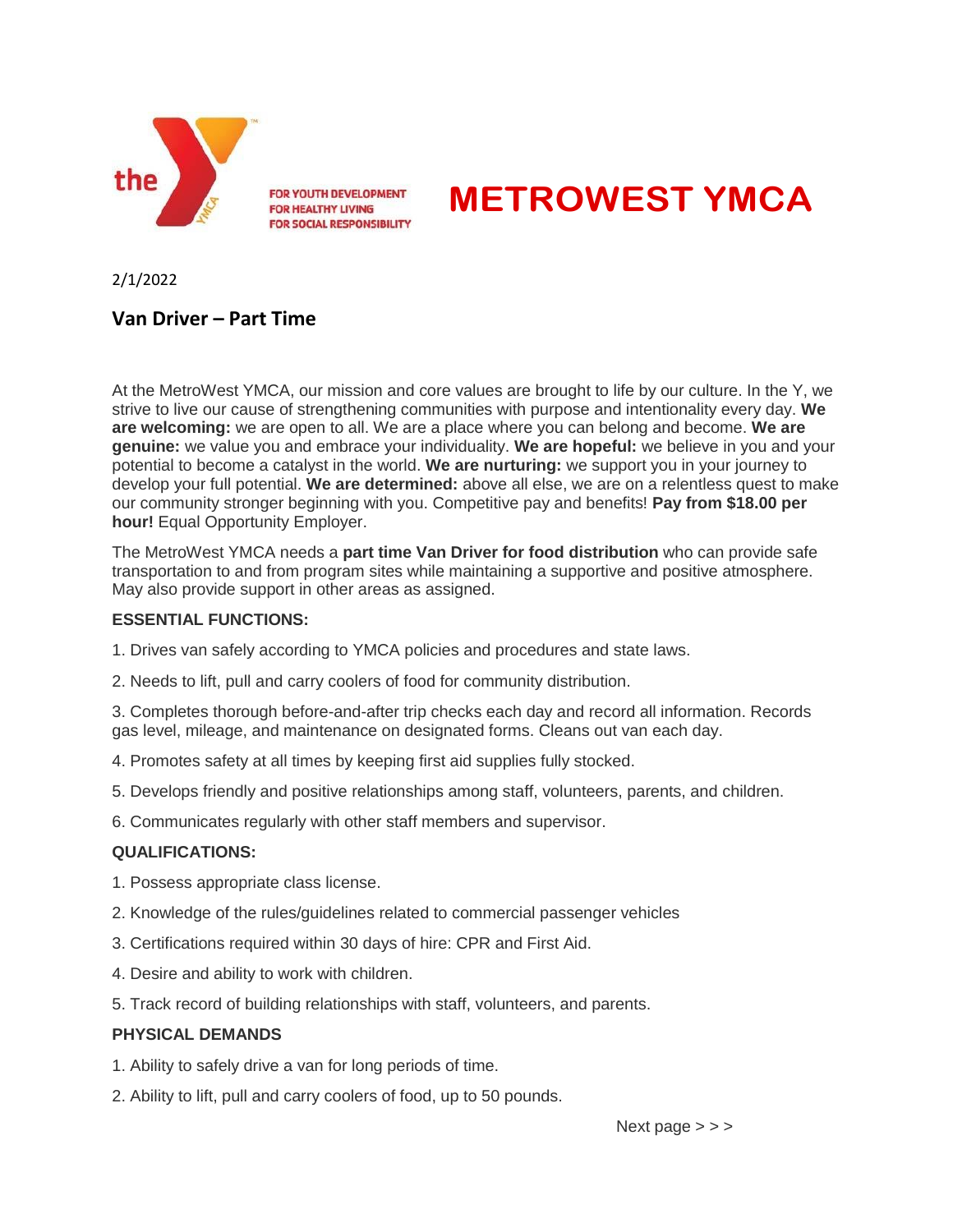FOR YOUTH DEVELOPMENT
FOR HEALTHY LIVING
FOR SOCIAL RESPONSIBILITY

# METROWEST YMCA

2/1/2022

## Van Driver – Part Time

At the MetroWest YMCA, our mission and core values are brought to life by our culture. In the Y, we strive to live our cause of strengthening communities with purpose and intentionality every day. **We are welcoming:** we are open to all. We are a place where you can belong and become. **We are genuine:** we value you and embrace your individuality. **We are hopeful:** we believe in you and your potential to become a catalyst in the world. **We are nurturing:** we support you in your journey to develop your full potential. **We are determined:** above all else, we are on a relentless quest to make our community stronger beginning with you. Competitive pay and benefits! **Pay from $18.00 per hour!** Equal Opportunity Employer.

The MetroWest YMCA needs a **part time Van Driver for food distribution** who can provide safe transportation to and from program sites while maintaining a supportive and positive atmosphere. May also provide support in other areas as assigned.

**ESSENTIAL FUNCTIONS:**

1. Drives van safely according to YMCA policies and procedures and state laws.
2. Needs to lift, pull and carry coolers of food for community distribution.
3. Completes thorough before-and-after trip checks each day and record all information. Records gas level, mileage, and maintenance on designated forms. Cleans out van each day.
4. Promotes safety at all times by keeping first aid supplies fully stocked.
5. Develops friendly and positive relationships among staff, volunteers, parents, and children.
6. Communicates regularly with other staff members and supervisor.

**QUALIFICATIONS:**

1. Possess appropriate class license.
2. Knowledge of the rules/guidelines related to commercial passenger vehicles
3. Certifications required within 30 days of hire: CPR and First Aid.
4. Desire and ability to work with children.
5. Track record of building relationships with staff, volunteers, and parents.

**PHYSICAL DEMANDS**

1. Ability to safely drive a van for long periods of time.
2. Ability to lift, pull and carry coolers of food, up to 50 pounds.

Next page > > >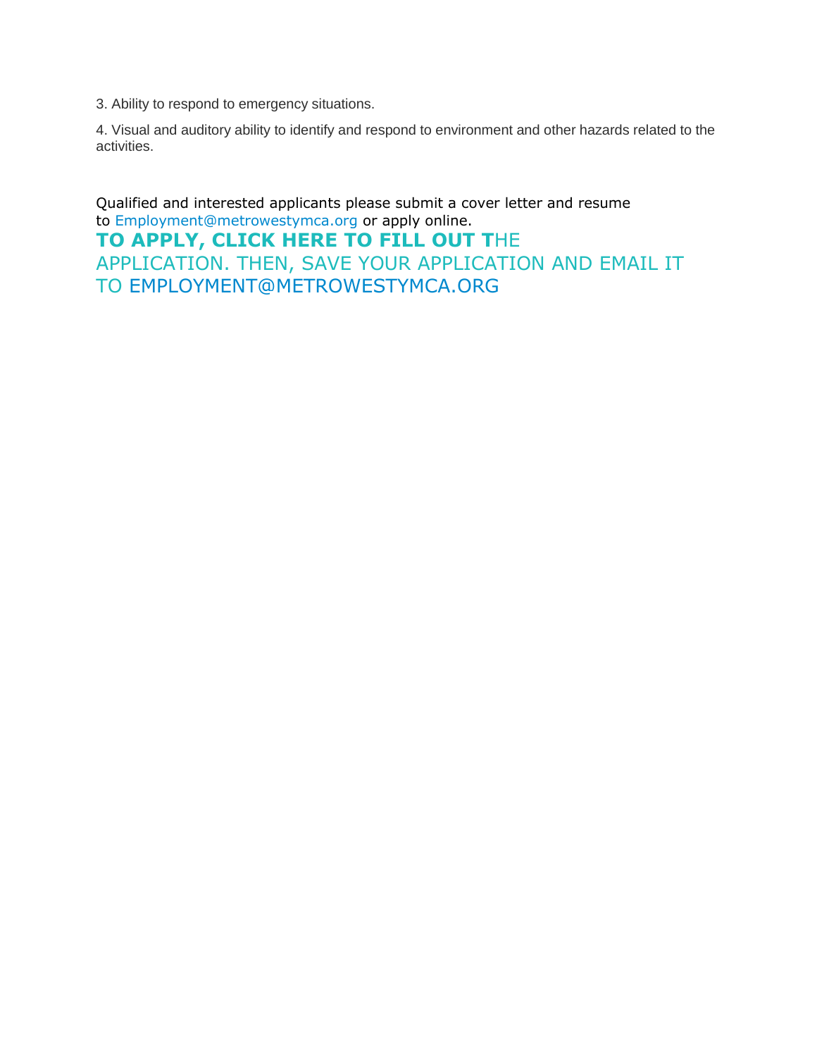3. Ability to respond to emergency situations.

4. Visual and auditory ability to identify and respond to environment and other hazards related to the activities.

Qualified and interested applicants please submit a cover letter and resume to Employment@metrowestymca.org or apply online.

**TO APPLY, CLICK HERE TO FILL OUT T**HE APPLICATION. THEN, SAVE YOUR APPLICATION AND EMAIL IT TO EMPLOYMENT@METROWESTYMCA.ORG